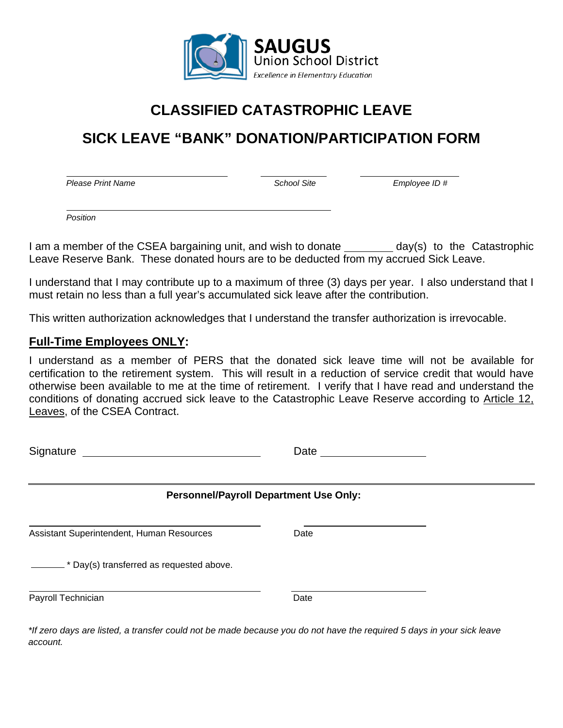**SAUGUS**
Union School District
*Excellence in Elementary Education*

# CLASSIFIED CATASTROPHIC LEAVE

# SICK LEAVE "BANK" DONATION/PARTICIPATION FORM

| ____________________ | ____________ | ____________ |
|---|---|---|
| *Please Print Name* | *School Site* | *Employee ID #* |

______________________________
*Position*

I am a member of the CSEA bargaining unit, and wish to donate ________ day(s) to the Catastrophic Leave Reserve Bank. These donated hours are to be deducted from my accrued Sick Leave.

I understand that I may contribute up to a maximum of three (3) days per year. I also understand that I must retain no less than a full year's accumulated sick leave after the contribution.

This written authorization acknowledges that I understand the transfer authorization is irrevocable.

**Full-Time Employees ONLY:**

I understand as a member of PERS that the donated sick leave time will not be available for certification to the retirement system. This will result in a reduction of service credit that would have otherwise been available to me at the time of retirement. I verify that I have read and understand the conditions of donating accrued sick leave to the Catastrophic Leave Reserve according to Article 12, Leaves, of the CSEA Contract.

Signature ______________________________ Date __________________

---

**Personnel/Payroll Department Use Only:**

______________________________ ______________
Assistant Superintendent, Human Resources Date

_______ * Day(s) transferred as requested above.

______________________________ ______________
Payroll Technician Date

*\*If zero days are listed, a transfer could not be made because you do not have the required 5 days in your sick leave account.*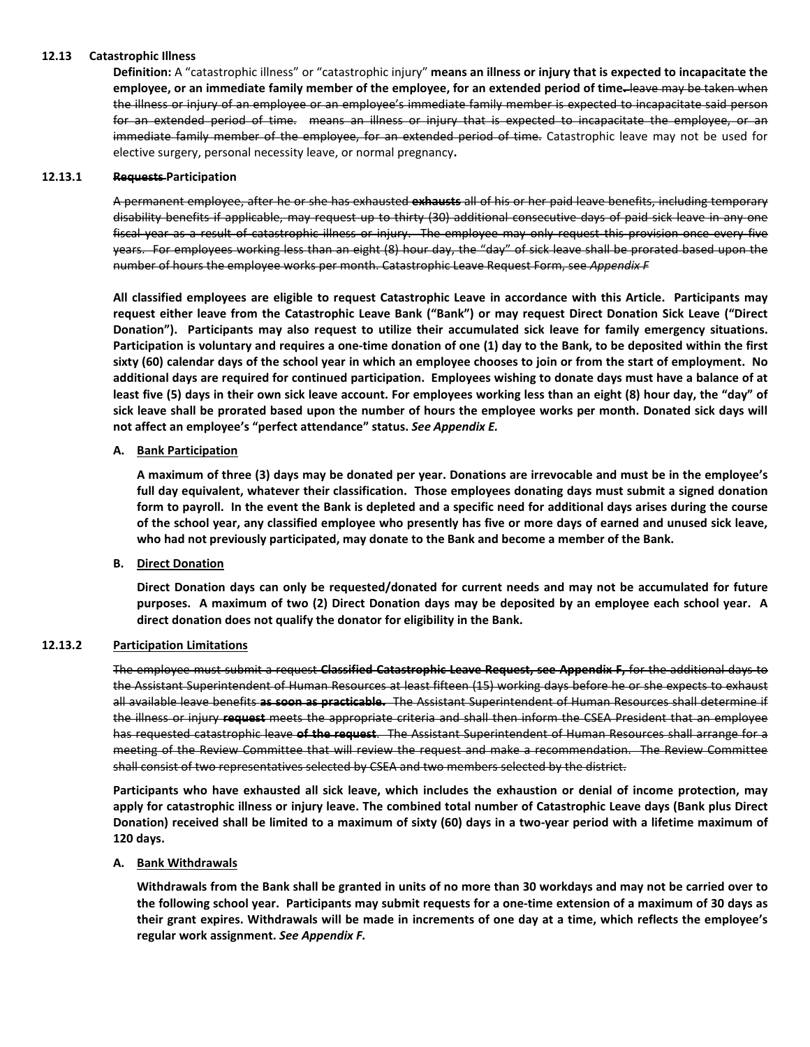**12.13 Catastrophic Illness**

**Definition:** A "catastrophic illness" or "catastrophic injury" **means an illness or injury that is expected to incapacitate the employee, or an immediate family member of the employee, for an extended period of time**~~. leave may be taken when the illness or injury of an employee or an employee's immediate family member is expected to incapacitate said person for an extended period of time. means an illness or injury that is expected to incapacitate the employee, or an immediate family member of the employee, for an extended period of time.~~ Catastrophic leave may not be used for elective surgery, personal necessity leave, or normal pregnancy**.**

**12.13.1 ~~Requests~~ Participation**

~~A permanent employee, after he or she has exhausted~~ ~~**exhausts**~~ ~~all of his or her paid leave benefits, including temporary disability benefits if applicable, may request up to thirty (30) additional consecutive days of paid sick leave in any one fiscal year as a result of catastrophic illness or injury. The employee may only request this provision once every five years. For employees working less than an eight (8) hour day, the "day" of sick leave shall be prorated based upon the number of hours the employee works per month. Catastrophic Leave Request Form, see~~ ~~*Appendix F*~~

**All classified employees are eligible to request Catastrophic Leave in accordance with this Article. Participants may request either leave from the Catastrophic Leave Bank ("Bank") or may request Direct Donation Sick Leave ("Direct Donation"). Participants may also request to utilize their accumulated sick leave for family emergency situations. Participation is voluntary and requires a one-time donation of one (1) day to the Bank, to be deposited within the first sixty (60) calendar days of the school year in which an employee chooses to join or from the start of employment. No additional days are required for continued participation. Employees wishing to donate days must have a balance of at least five (5) days in their own sick leave account. For employees working less than an eight (8) hour day, the "day" of sick leave shall be prorated based upon the number of hours the employee works per month. Donated sick days will not affect an employee's "perfect attendance" status.** ***See Appendix E.***

**A. <u>Bank Participation</u>**

**A maximum of three (3) days may be donated per year. Donations are irrevocable and must be in the employee's full day equivalent, whatever their classification. Those employees donating days must submit a signed donation form to payroll. In the event the Bank is depleted and a specific need for additional days arises during the course of the school year, any classified employee who presently has five or more days of earned and unused sick leave, who had not previously participated, may donate to the Bank and become a member of the Bank.**

**B. <u>Direct Donation</u>**

**Direct Donation days can only be requested/donated for current needs and may not be accumulated for future purposes. A maximum of two (2) Direct Donation days may be deposited by an employee each school year. A direct donation does not qualify the donator for eligibility in the Bank.**

**12.13.2 <u>Participation Limitations</u>**

~~The employee must submit a request~~ ~~**Classified Catastrophic Leave Request, see Appendix F,**~~ ~~for the additional days to the Assistant Superintendent of Human Resources at least fifteen (15) working days before he or she expects to exhaust all available leave benefits~~ ~~**as soon as practicable.**~~ ~~The Assistant Superintendent of Human Resources shall determine if the illness or injury~~ ~~**request**~~ ~~meets the appropriate criteria and shall then inform the CSEA President that an employee has requested catastrophic leave~~ ~~**of the request**~~~~. The Assistant Superintendent of Human Resources shall arrange for a meeting of the Review Committee that will review the request and make a recommendation. The Review Committee shall consist of two representatives selected by CSEA and two members selected by the district.~~

**Participants who have exhausted all sick leave, which includes the exhaustion or denial of income protection, may apply for catastrophic illness or injury leave. The combined total number of Catastrophic Leave days (Bank plus Direct Donation) received shall be limited to a maximum of sixty (60) days in a two-year period with a lifetime maximum of 120 days.**

**A. <u>Bank Withdrawals</u>**

**Withdrawals from the Bank shall be granted in units of no more than 30 workdays and may not be carried over to the following school year. Participants may submit requests for a one-time extension of a maximum of 30 days as their grant expires. Withdrawals will be made in increments of one day at a time, which reflects the employee's regular work assignment.** ***See Appendix F.***